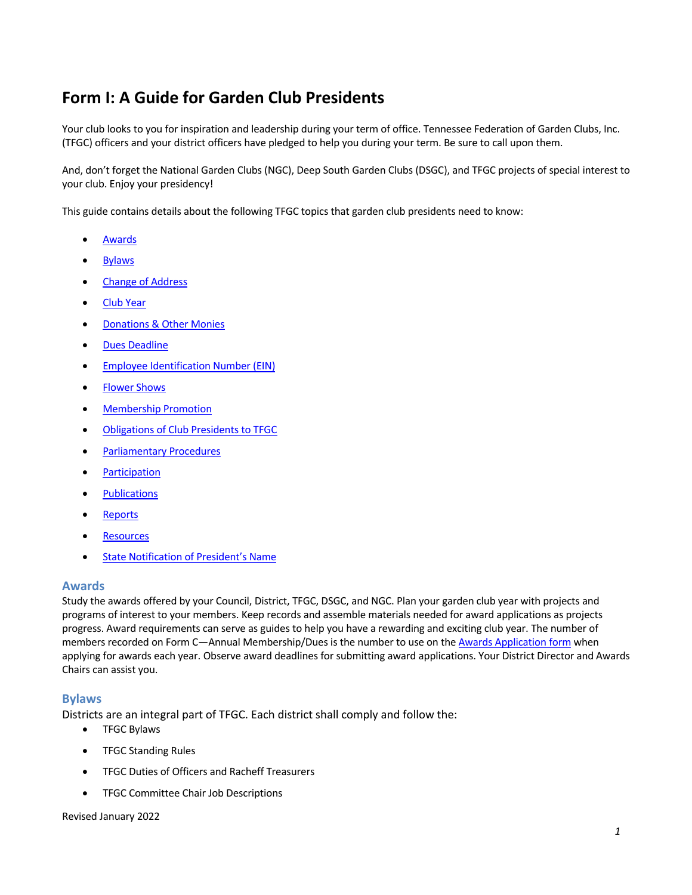# Form I: A Guide for Garden Club Presidents

Your club looks to you for inspiration and leadership during your term of office. Tennessee Federation of Garden Clubs, Inc. (TFGC) officers and your district officers have pledged to help you during your term. Be sure to call upon them.

And, don't forget the National Garden Clubs (NGC), Deep South Garden Clubs (DSGC), and TFGC projects of special interest to your club. Enjoy your presidency!

This guide contains details about the following TFGC topics that garden club presidents need to know:

- Awards
- Bylaws
- Change of Address
- Club Year
- Donations & Other Monies
- Dues Deadline
- Employee Identification Number (EIN)
- Flower Shows
- Membership Promotion
- Obligations of Club Presidents to TFGC
- Parliamentary Procedures
- Participation
- Publications
- Reports
- Resources
- State Notification of President's Name

## Awards

Study the awards offered by your Council, District, TFGC, DSGC, and NGC. Plan your garden club year with projects and programs of interest to your members. Keep records and assemble materials needed for award applications as projects progress. Award requirements can serve as guides to help you have a rewarding and exciting club year. The number of members recorded on Form C—Annual Membership/Dues is the number to use on the Awards Application form when applying for awards each year. Observe award deadlines for submitting award applications. Your District Director and Awards Chairs can assist you.

## Bylaws

Districts are an integral part of TFGC. Each district shall comply and follow the:

- TFGC Bylaws
- TFGC Standing Rules
- TFGC Duties of Officers and Racheff Treasurers
- TFGC Committee Chair Job Descriptions

Revised January 2022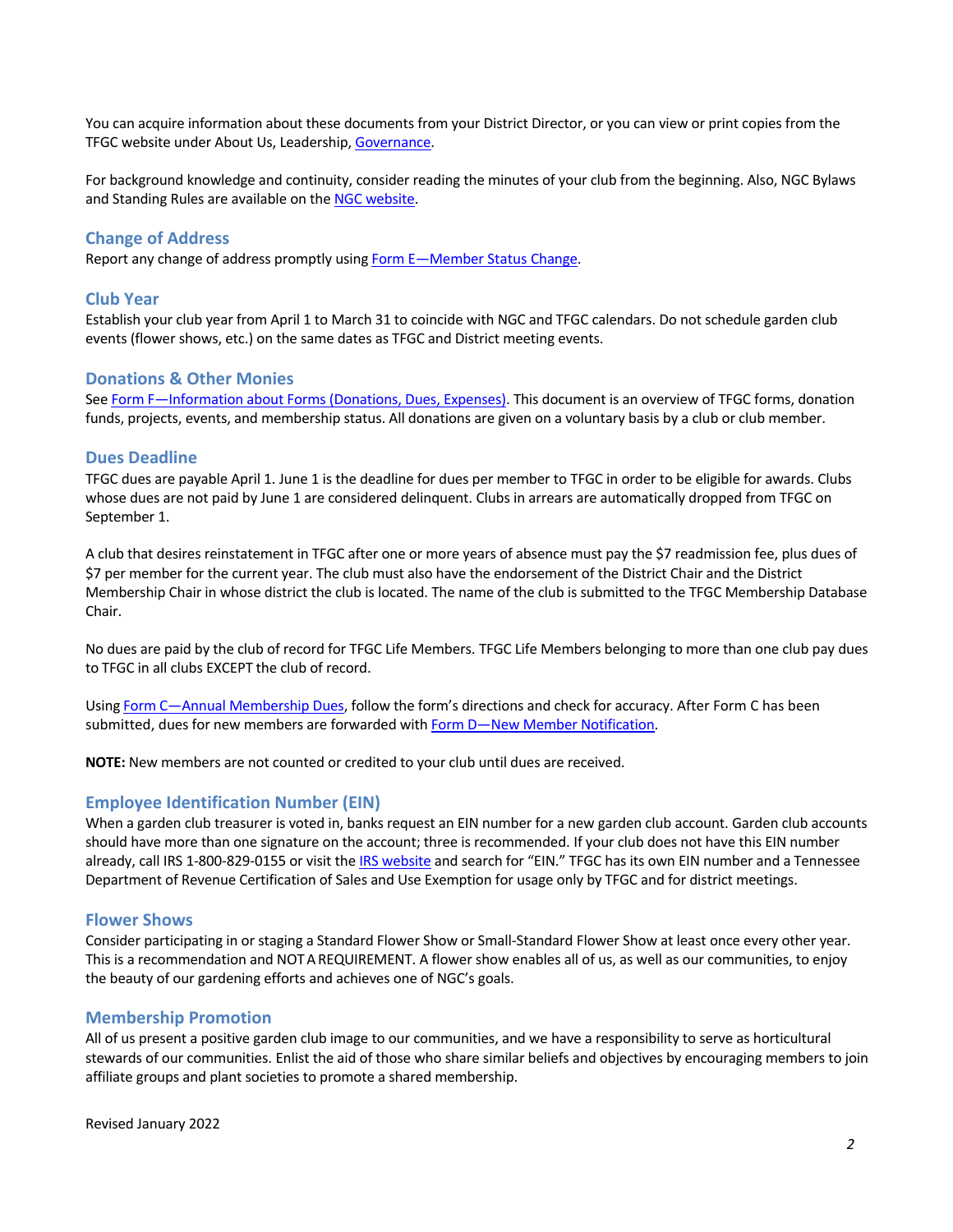You can acquire information about these documents from your District Director, or you can view or print copies from the TFGC website under About Us, Leadership, Governance.

For background knowledge and continuity, consider reading the minutes of your club from the beginning. Also, NGC Bylaws and Standing Rules are available on the NGC website.

### Change of Address

Report any change of address promptly using Form E—Member Status Change.

### Club Year

Establish your club year from April 1 to March 31 to coincide with NGC and TFGC calendars. Do not schedule garden club events (flower shows, etc.) on the same dates as TFGC and District meeting events.

### Donations & Other Monies

See Form F—Information about Forms (Donations, Dues, Expenses). This document is an overview of TFGC forms, donation funds, projects, events, and membership status. All donations are given on a voluntary basis by a club or club member.

### Dues Deadline

TFGC dues are payable April 1. June 1 is the deadline for dues per member to TFGC in order to be eligible for awards. Clubs whose dues are not paid by June 1 are considered delinquent. Clubs in arrears are automatically dropped from TFGC on September 1.

A club that desires reinstatement in TFGC after one or more years of absence must pay the $7 readmission fee, plus dues of $7 per member for the current year. The club must also have the endorsement of the District Chair and the District Membership Chair in whose district the club is located. The name of the club is submitted to the TFGC Membership Database Chair.

No dues are paid by the club of record for TFGC Life Members. TFGC Life Members belonging to more than one club pay dues to TFGC in all clubs EXCEPT the club of record.

Using Form C—Annual Membership Dues, follow the form's directions and check for accuracy. After Form C has been submitted, dues for new members are forwarded with Form D—New Member Notification.

**NOTE:** New members are not counted or credited to your club until dues are received.

### Employee Identification Number (EIN)

When a garden club treasurer is voted in, banks request an EIN number for a new garden club account. Garden club accounts should have more than one signature on the account; three is recommended. If your club does not have this EIN number already, call IRS 1-800-829-0155 or visit the IRS website and search for "EIN." TFGC has its own EIN number and a Tennessee Department of Revenue Certification of Sales and Use Exemption for usage only by TFGC and for district meetings.

### Flower Shows

Consider participating in or staging a Standard Flower Show or Small-Standard Flower Show at least once every other year. This is a recommendation and NOT A REQUIREMENT. A flower show enables all of us, as well as our communities, to enjoy the beauty of our gardening efforts and achieves one of NGC's goals.

### Membership Promotion

All of us present a positive garden club image to our communities, and we have a responsibility to serve as horticultural stewards of our communities. Enlist the aid of those who share similar beliefs and objectives by encouraging members to join affiliate groups and plant societies to promote a shared membership.

Revised January 2022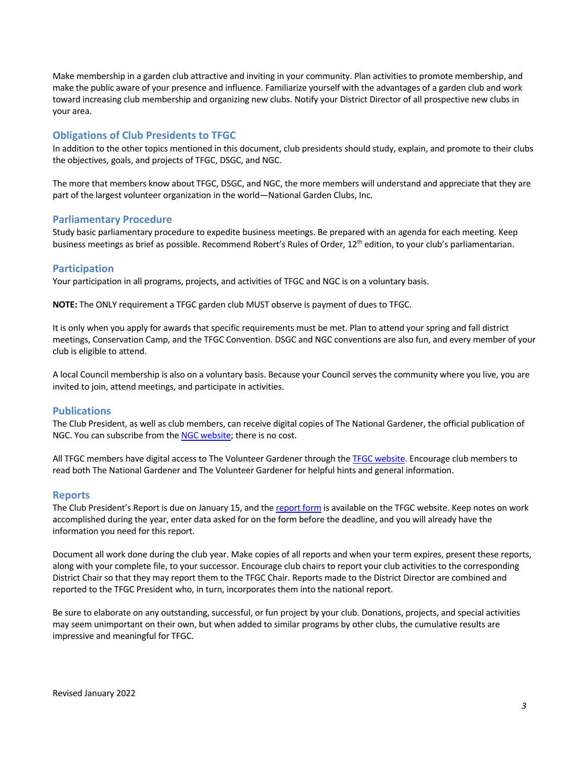Make membership in a garden club attractive and inviting in your community. Plan activities to promote membership, and make the public aware of your presence and influence. Familiarize yourself with the advantages of a garden club and work toward increasing club membership and organizing new clubs. Notify your District Director of all prospective new clubs in your area.

## Obligations of Club Presidents to TFGC

In addition to the other topics mentioned in this document, club presidents should study, explain, and promote to their clubs the objectives, goals, and projects of TFGC, DSGC, and NGC.

The more that members know about TFGC, DSGC, and NGC, the more members will understand and appreciate that they are part of the largest volunteer organization in the world—National Garden Clubs, Inc.

## Parliamentary Procedure

Study basic parliamentary procedure to expedite business meetings. Be prepared with an agenda for each meeting. Keep business meetings as brief as possible. Recommend Robert's Rules of Order, 12th edition, to your club's parliamentarian.

## Participation

Your participation in all programs, projects, and activities of TFGC and NGC is on a voluntary basis.

**NOTE:** The ONLY requirement a TFGC garden club MUST observe is payment of dues to TFGC.

It is only when you apply for awards that specific requirements must be met. Plan to attend your spring and fall district meetings, Conservation Camp, and the TFGC Convention. DSGC and NGC conventions are also fun, and every member of your club is eligible to attend.

A local Council membership is also on a voluntary basis. Because your Council serves the community where you live, you are invited to join, attend meetings, and participate in activities.

## Publications

The Club President, as well as club members, can receive digital copies of The National Gardener, the official publication of NGC. You can subscribe from the NGC website; there is no cost.

All TFGC members have digital access to The Volunteer Gardener through the TFGC website. Encourage club members to read both The National Gardener and The Volunteer Gardener for helpful hints and general information.

## Reports

The Club President's Report is due on January 15, and the report form is available on the TFGC website. Keep notes on work accomplished during the year, enter data asked for on the form before the deadline, and you will already have the information you need for this report.

Document all work done during the club year. Make copies of all reports and when your term expires, present these reports, along with your complete file, to your successor. Encourage club chairs to report your club activities to the corresponding District Chair so that they may report them to the TFGC Chair. Reports made to the District Director are combined and reported to the TFGC President who, in turn, incorporates them into the national report.

Be sure to elaborate on any outstanding, successful, or fun project by your club. Donations, projects, and special activities may seem unimportant on their own, but when added to similar programs by other clubs, the cumulative results are impressive and meaningful for TFGC.

Revised January 2022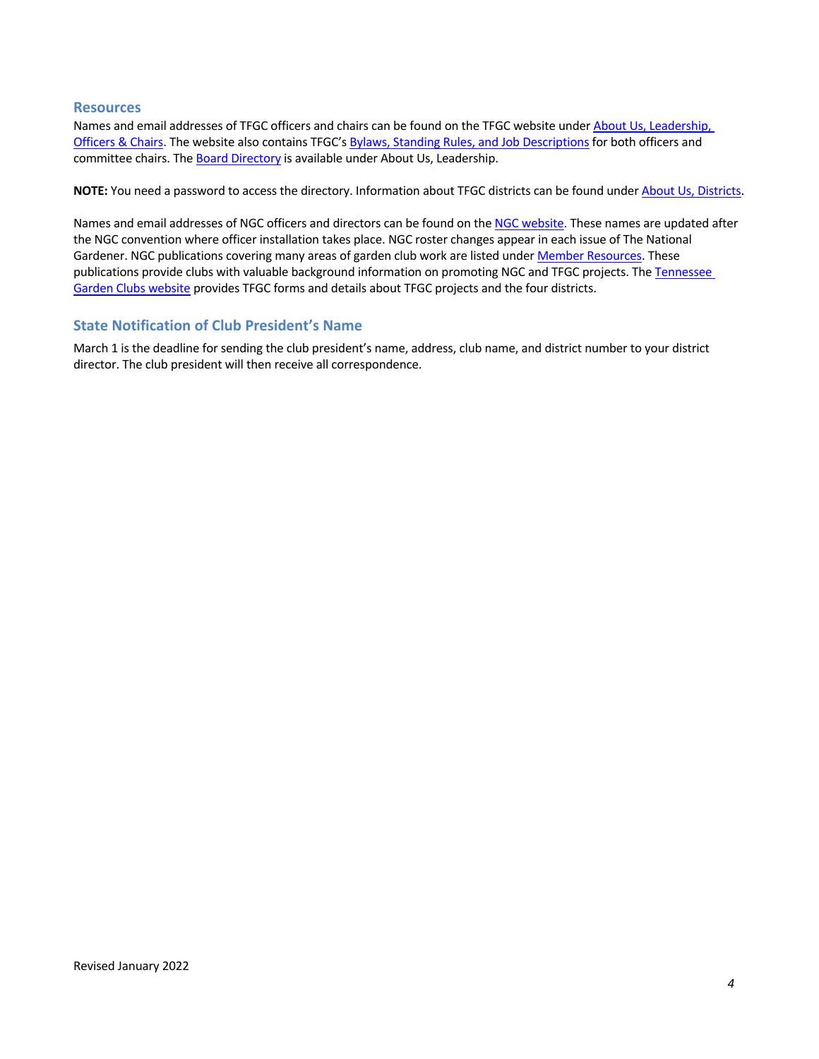## Resources

Names and email addresses of TFGC officers and chairs can be found on the TFGC website under About Us, Leadership, Officers & Chairs. The website also contains TFGC's Bylaws, Standing Rules, and Job Descriptions for both officers and committee chairs. The Board Directory is available under About Us, Leadership.

**NOTE:** You need a password to access the directory. Information about TFGC districts can be found under About Us, Districts.

Names and email addresses of NGC officers and directors can be found on the NGC website. These names are updated after the NGC convention where officer installation takes place. NGC roster changes appear in each issue of The National Gardener. NGC publications covering many areas of garden club work are listed under Member Resources. These publications provide clubs with valuable background information on promoting NGC and TFGC projects. The Tennessee Garden Clubs website provides TFGC forms and details about TFGC projects and the four districts.

## State Notification of Club President's Name

March 1 is the deadline for sending the club president's name, address, club name, and district number to your district director. The club president will then receive all correspondence.

Revised January 2022